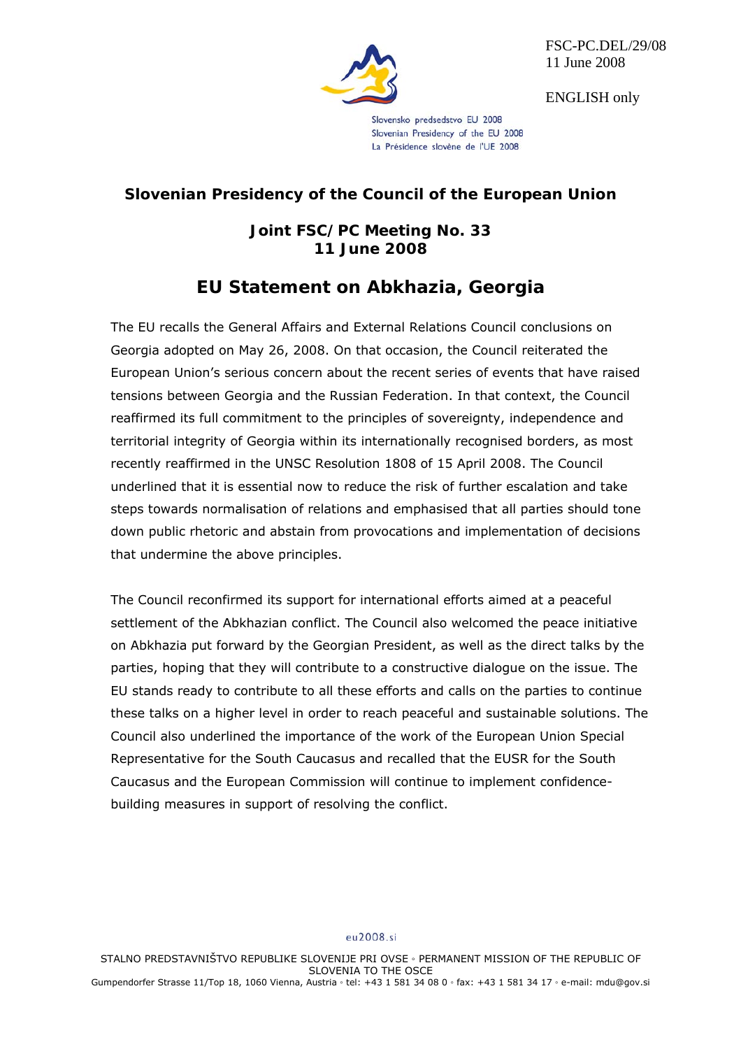FSC-PC.DEL/29/08
11 June 2008

ENGLISH only

Slovensko predsedstvo EU 2008
Slovenian Presidency of the EU 2008
La Présidence slovène de l'UE 2008

## Slovenian Presidency of the Council of the European Union

### Joint FSC/PC Meeting No. 33
### 11 June 2008

# EU Statement on Abkhazia, Georgia

The EU recalls the General Affairs and External Relations Council conclusions on Georgia adopted on May 26, 2008. On that occasion, the Council reiterated the European Union's serious concern about the recent series of events that have raised tensions between Georgia and the Russian Federation. In that context, the Council reaffirmed its full commitment to the principles of sovereignty, independence and territorial integrity of Georgia within its internationally recognised borders, as most recently reaffirmed in the UNSC Resolution 1808 of 15 April 2008. The Council underlined that it is essential now to reduce the risk of further escalation and take steps towards normalisation of relations and emphasised that all parties should tone down public rhetoric and abstain from provocations and implementation of decisions that undermine the above principles.

The Council reconfirmed its support for international efforts aimed at a peaceful settlement of the Abkhazian conflict. The Council also welcomed the peace initiative on Abkhazia put forward by the Georgian President, as well as the direct talks by the parties, hoping that they will contribute to a constructive dialogue on the issue. The EU stands ready to contribute to all these efforts and calls on the parties to continue these talks on a higher level in order to reach peaceful and sustainable solutions. The Council also underlined the importance of the work of the European Union Special Representative for the South Caucasus and recalled that the EUSR for the South Caucasus and the European Commission will continue to implement confidence-building measures in support of resolving the conflict.

eu2008.si

STALNO PREDSTAVNIŠTVO REPUBLIKE SLOVENIJE PRI OVSE ◦ PERMANENT MISSION OF THE REPUBLIC OF SLOVENIA TO THE OSCE
Gumpendorfer Strasse 11/Top 18, 1060 Vienna, Austria ◦ tel: +43 1 581 34 08 0 ◦ fax: +43 1 581 34 17 ◦ e-mail: mdu@gov.si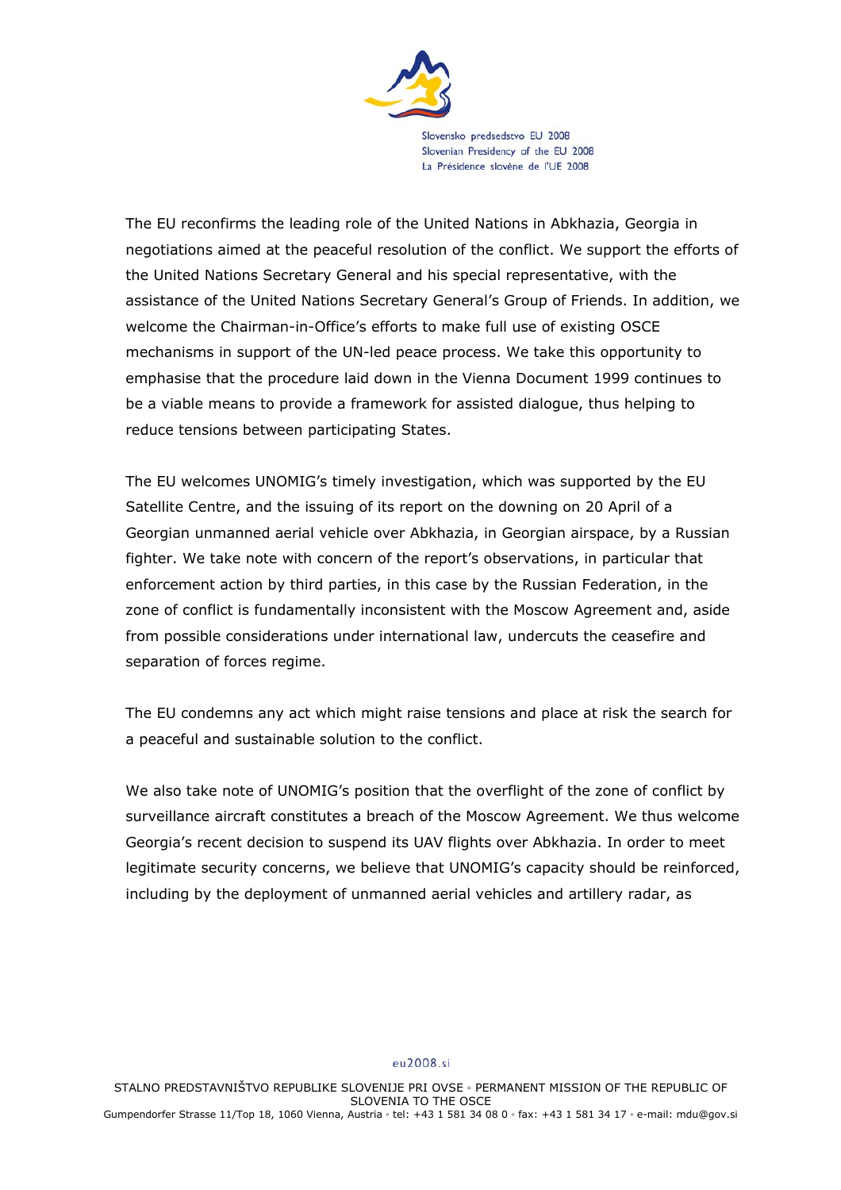The EU reconfirms the leading role of the United Nations in Abkhazia, Georgia in negotiations aimed at the peaceful resolution of the conflict. We support the efforts of the United Nations Secretary General and his special representative, with the assistance of the United Nations Secretary General's Group of Friends. In addition, we welcome the Chairman-in-Office's efforts to make full use of existing OSCE mechanisms in support of the UN-led peace process. We take this opportunity to emphasise that the procedure laid down in the Vienna Document 1999 continues to be a viable means to provide a framework for assisted dialogue, thus helping to reduce tensions between participating States.

The EU welcomes UNOMIG's timely investigation, which was supported by the EU Satellite Centre, and the issuing of its report on the downing on 20 April of a Georgian unmanned aerial vehicle over Abkhazia, in Georgian airspace, by a Russian fighter. We take note with concern of the report's observations, in particular that enforcement action by third parties, in this case by the Russian Federation, in the zone of conflict is fundamentally inconsistent with the Moscow Agreement and, aside from possible considerations under international law, undercuts the ceasefire and separation of forces regime.

The EU condemns any act which might raise tensions and place at risk the search for a peaceful and sustainable solution to the conflict.

We also take note of UNOMIG's position that the overflight of the zone of conflict by surveillance aircraft constitutes a breach of the Moscow Agreement. We thus welcome Georgia's recent decision to suspend its UAV flights over Abkhazia. In order to meet legitimate security concerns, we believe that UNOMIG's capacity should be reinforced, including by the deployment of unmanned aerial vehicles and artillery radar, as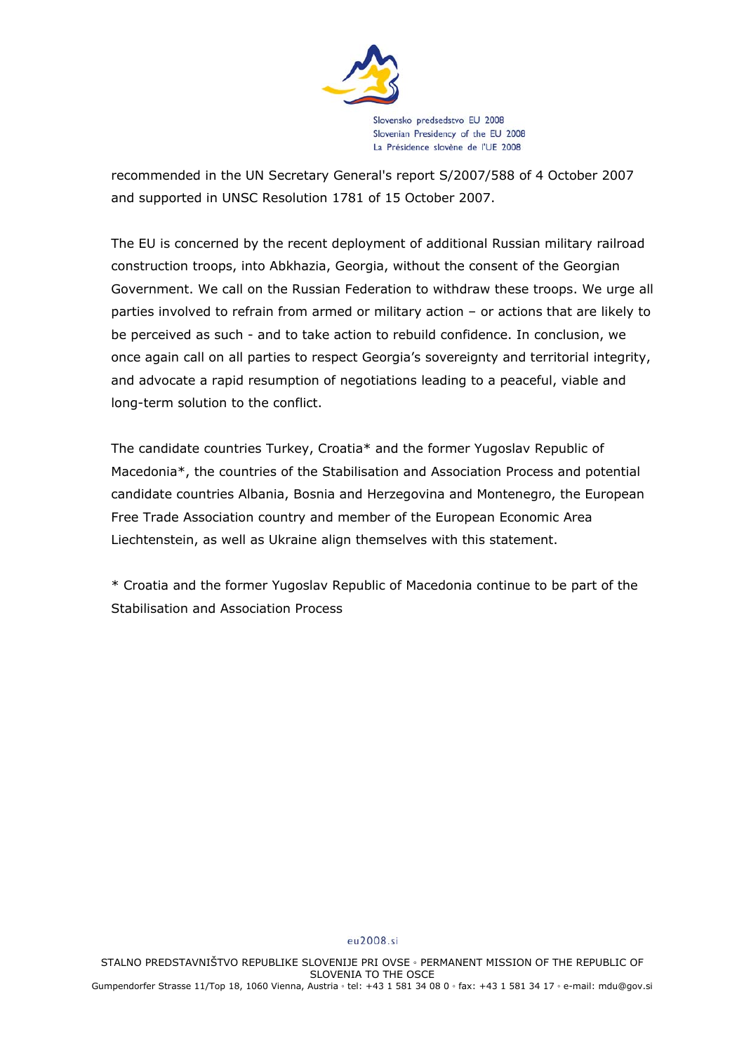recommended in the UN Secretary General's report S/2007/588 of 4 October 2007 and supported in UNSC Resolution 1781 of 15 October 2007.

The EU is concerned by the recent deployment of additional Russian military railroad construction troops, into Abkhazia, Georgia, without the consent of the Georgian Government. We call on the Russian Federation to withdraw these troops. We urge all parties involved to refrain from armed or military action – or actions that are likely to be perceived as such - and to take action to rebuild confidence. In conclusion, we once again call on all parties to respect Georgia's sovereignty and territorial integrity, and advocate a rapid resumption of negotiations leading to a peaceful, viable and long-term solution to the conflict.

The candidate countries Turkey, Croatia* and the former Yugoslav Republic of Macedonia*, the countries of the Stabilisation and Association Process and potential candidate countries Albania, Bosnia and Herzegovina and Montenegro, the European Free Trade Association country and member of the European Economic Area Liechtenstein, as well as Ukraine align themselves with this statement.

* Croatia and the former Yugoslav Republic of Macedonia continue to be part of the Stabilisation and Association Process